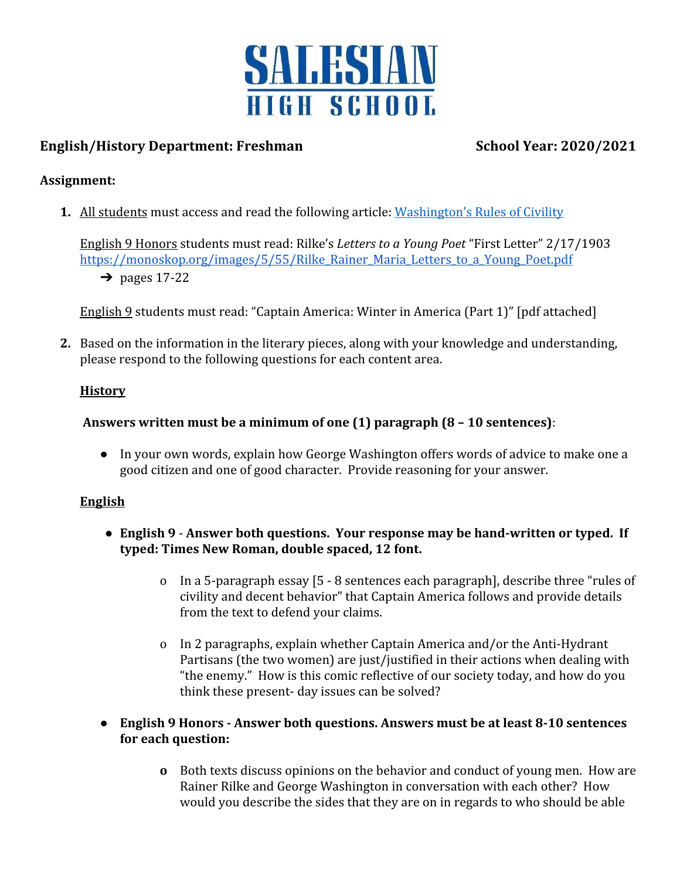# SALESIAN HIGH SCHOOL

**English/History Department: Freshman** **School Year: 2020/2021**

**Assignment:**

1. All students must access and read the following article: Washington's Rules of Civility

   English 9 Honors students must read: Rilke's *Letters to a Young Poet* "First Letter" 2/17/1903 https://monoskop.org/images/5/55/Rilke_Rainer_Maria_Letters_to_a_Young_Poet.pdf
   - ➔ pages 17-22

   English 9 students must read: "Captain America: Winter in America (Part 1)" [pdf attached]

2. Based on the information in the literary pieces, along with your knowledge and understanding, please respond to the following questions for each content area.

   **History**

   **Answers written must be a minimum of one (1) paragraph (8 – 10 sentences)**:

   - In your own words, explain how George Washington offers words of advice to make one a good citizen and one of good character. Provide reasoning for your answer.

   **English**

   - **English 9 - Answer both questions. Your response may be hand-written or typed. If typed: Times New Roman, double spaced, 12 font.**
     - In a 5-paragraph essay [5 - 8 sentences each paragraph], describe three "rules of civility and decent behavior" that Captain America follows and provide details from the text to defend your claims.
     - In 2 paragraphs, explain whether Captain America and/or the Anti-Hydrant Partisans (the two women) are just/justified in their actions when dealing with "the enemy." How is this comic reflective of our society today, and how do you think these present- day issues can be solved?
   - **English 9 Honors - Answer both questions. Answers must be at least 8-10 sentences for each question:**
     - Both texts discuss opinions on the behavior and conduct of young men. How are Rainer Rilke and George Washington in conversation with each other? How would you describe the sides that they are on in regards to who should be able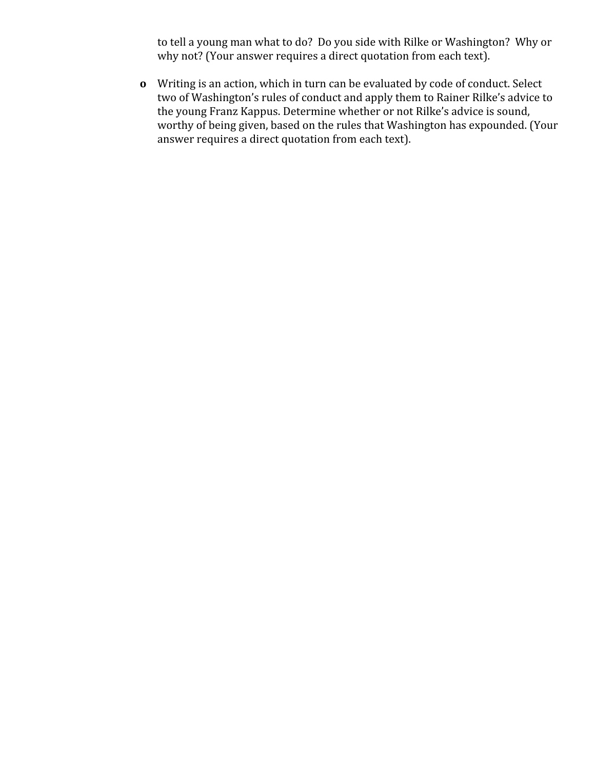to tell a young man what to do? Do you side with Rilke or Washington? Why or why not? (Your answer requires a direct quotation from each text).

- Writing is an action, which in turn can be evaluated by code of conduct. Select two of Washington's rules of conduct and apply them to Rainer Rilke's advice to the young Franz Kappus. Determine whether or not Rilke's advice is sound, worthy of being given, based on the rules that Washington has expounded. (Your answer requires a direct quotation from each text).